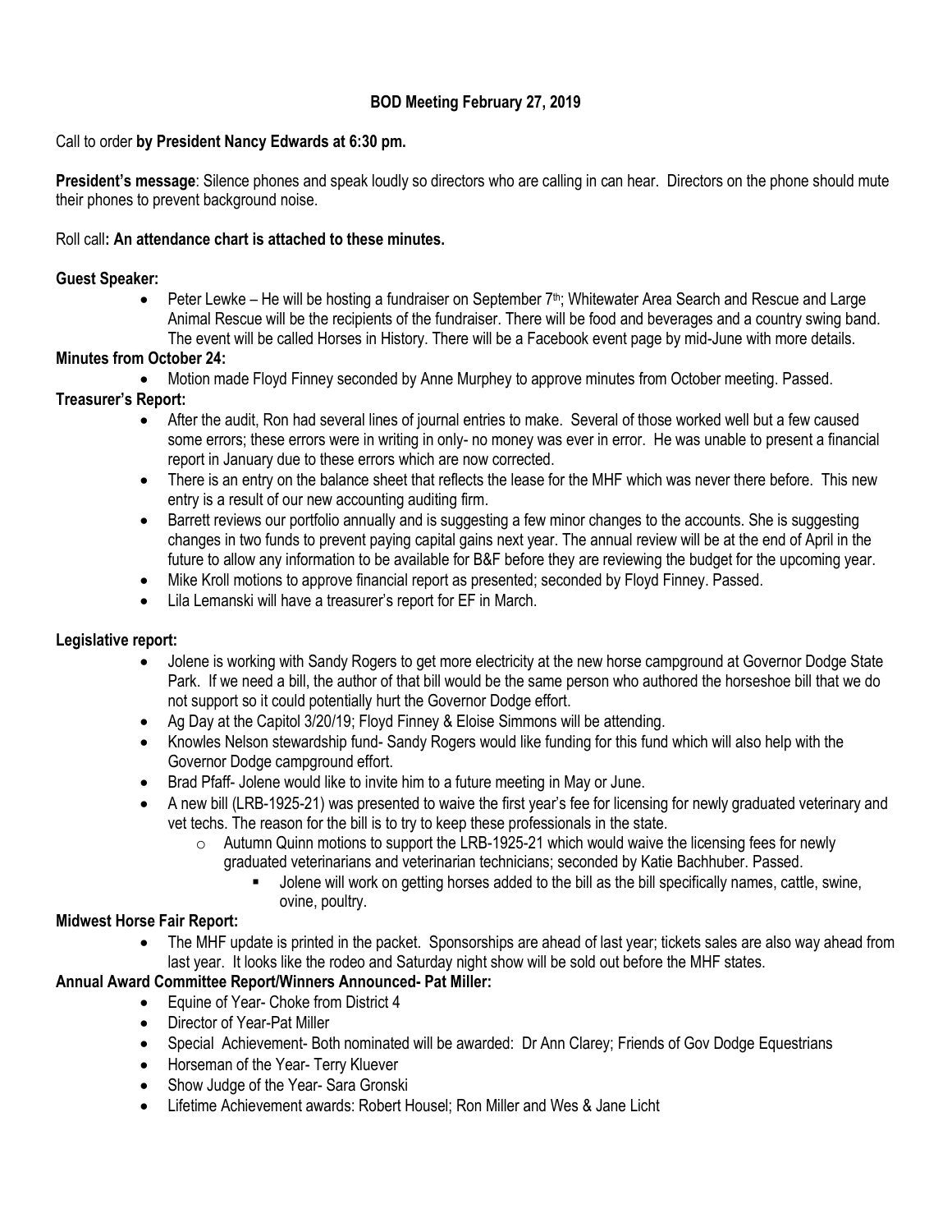# BOD Meeting February 27, 2019

Call to order **by President Nancy Edwards at 6:30 pm.**

**President's message**: Silence phones and speak loudly so directors who are calling in can hear. Directors on the phone should mute their phones to prevent background noise.

Roll call**: An attendance chart is attached to these minutes.**

**Guest Speaker:**

- Peter Lewke – He will be hosting a fundraiser on September 7th; Whitewater Area Search and Rescue and Large Animal Rescue will be the recipients of the fundraiser. There will be food and beverages and a country swing band. The event will be called Horses in History. There will be a Facebook event page by mid-June with more details.

**Minutes from October 24:**

- Motion made Floyd Finney seconded by Anne Murphey to approve minutes from October meeting. Passed.

**Treasurer's Report:**

- After the audit, Ron had several lines of journal entries to make. Several of those worked well but a few caused some errors; these errors were in writing in only- no money was ever in error. He was unable to present a financial report in January due to these errors which are now corrected.
- There is an entry on the balance sheet that reflects the lease for the MHF which was never there before. This new entry is a result of our new accounting auditing firm.
- Barrett reviews our portfolio annually and is suggesting a few minor changes to the accounts. She is suggesting changes in two funds to prevent paying capital gains next year. The annual review will be at the end of April in the future to allow any information to be available for B&F before they are reviewing the budget for the upcoming year.
- Mike Kroll motions to approve financial report as presented; seconded by Floyd Finney. Passed.
- Lila Lemanski will have a treasurer's report for EF in March.

**Legislative report:**

- Jolene is working with Sandy Rogers to get more electricity at the new horse campground at Governor Dodge State Park. If we need a bill, the author of that bill would be the same person who authored the horseshoe bill that we do not support so it could potentially hurt the Governor Dodge effort.
- Ag Day at the Capitol 3/20/19; Floyd Finney & Eloise Simmons will be attending.
- Knowles Nelson stewardship fund- Sandy Rogers would like funding for this fund which will also help with the Governor Dodge campground effort.
- Brad Pfaff- Jolene would like to invite him to a future meeting in May or June.
- A new bill (LRB-1925-21) was presented to waive the first year's fee for licensing for newly graduated veterinary and vet techs. The reason for the bill is to try to keep these professionals in the state.
  - Autumn Quinn motions to support the LRB-1925-21 which would waive the licensing fees for newly graduated veterinarians and veterinarian technicians; seconded by Katie Bachhuber. Passed.
    - Jolene will work on getting horses added to the bill as the bill specifically names, cattle, swine, ovine, poultry.

**Midwest Horse Fair Report:**

- The MHF update is printed in the packet. Sponsorships are ahead of last year; tickets sales are also way ahead from last year. It looks like the rodeo and Saturday night show will be sold out before the MHF states.

**Annual Award Committee Report/Winners Announced- Pat Miller:**

- Equine of Year- Choke from District 4
- Director of Year-Pat Miller
- Special Achievement- Both nominated will be awarded: Dr Ann Clarey; Friends of Gov Dodge Equestrians
- Horseman of the Year- Terry Kluever
- Show Judge of the Year- Sara Gronski
- Lifetime Achievement awards: Robert Housel; Ron Miller and Wes & Jane Licht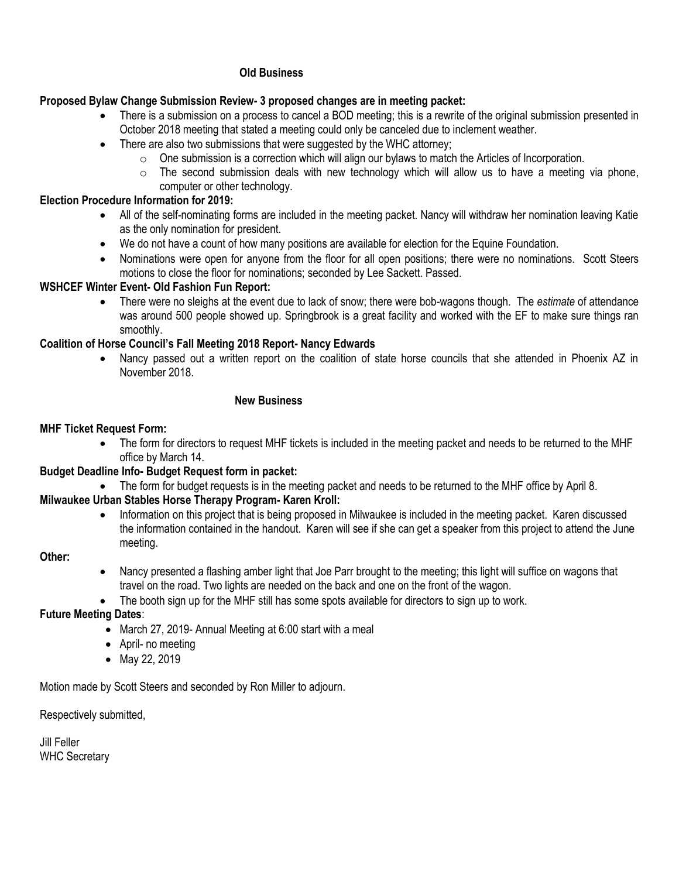## Old Business

**Proposed Bylaw Change Submission Review- 3 proposed changes are in meeting packet:**

- There is a submission on a process to cancel a BOD meeting; this is a rewrite of the original submission presented in October 2018 meeting that stated a meeting could only be canceled due to inclement weather.
- There are also two submissions that were suggested by the WHC attorney;
  - One submission is a correction which will align our bylaws to match the Articles of Incorporation.
  - The second submission deals with new technology which will allow us to have a meeting via phone, computer or other technology.

**Election Procedure Information for 2019:**

- All of the self-nominating forms are included in the meeting packet. Nancy will withdraw her nomination leaving Katie as the only nomination for president.
- We do not have a count of how many positions are available for election for the Equine Foundation.
- Nominations were open for anyone from the floor for all open positions; there were no nominations. Scott Steers motions to close the floor for nominations; seconded by Lee Sackett. Passed.

**WSHCEF Winter Event- Old Fashion Fun Report:**

- There were no sleighs at the event due to lack of snow; there were bob-wagons though. The *estimate* of attendance was around 500 people showed up. Springbrook is a great facility and worked with the EF to make sure things ran smoothly.

**Coalition of Horse Council's Fall Meeting 2018 Report- Nancy Edwards**

- Nancy passed out a written report on the coalition of state horse councils that she attended in Phoenix AZ in November 2018.

## New Business

**MHF Ticket Request Form:**

- The form for directors to request MHF tickets is included in the meeting packet and needs to be returned to the MHF office by March 14.

**Budget Deadline Info- Budget Request form in packet:**

- The form for budget requests is in the meeting packet and needs to be returned to the MHF office by April 8.

**Milwaukee Urban Stables Horse Therapy Program- Karen Kroll:**

- Information on this project that is being proposed in Milwaukee is included in the meeting packet. Karen discussed the information contained in the handout. Karen will see if she can get a speaker from this project to attend the June meeting.

**Other:**

- Nancy presented a flashing amber light that Joe Parr brought to the meeting; this light will suffice on wagons that travel on the road. Two lights are needed on the back and one on the front of the wagon.
- The booth sign up for the MHF still has some spots available for directors to sign up to work.

**Future Meeting Dates**:

- March 27, 2019- Annual Meeting at 6:00 start with a meal
- April- no meeting
- May 22, 2019

Motion made by Scott Steers and seconded by Ron Miller to adjourn.

Respectively submitted,

Jill Feller
WHC Secretary